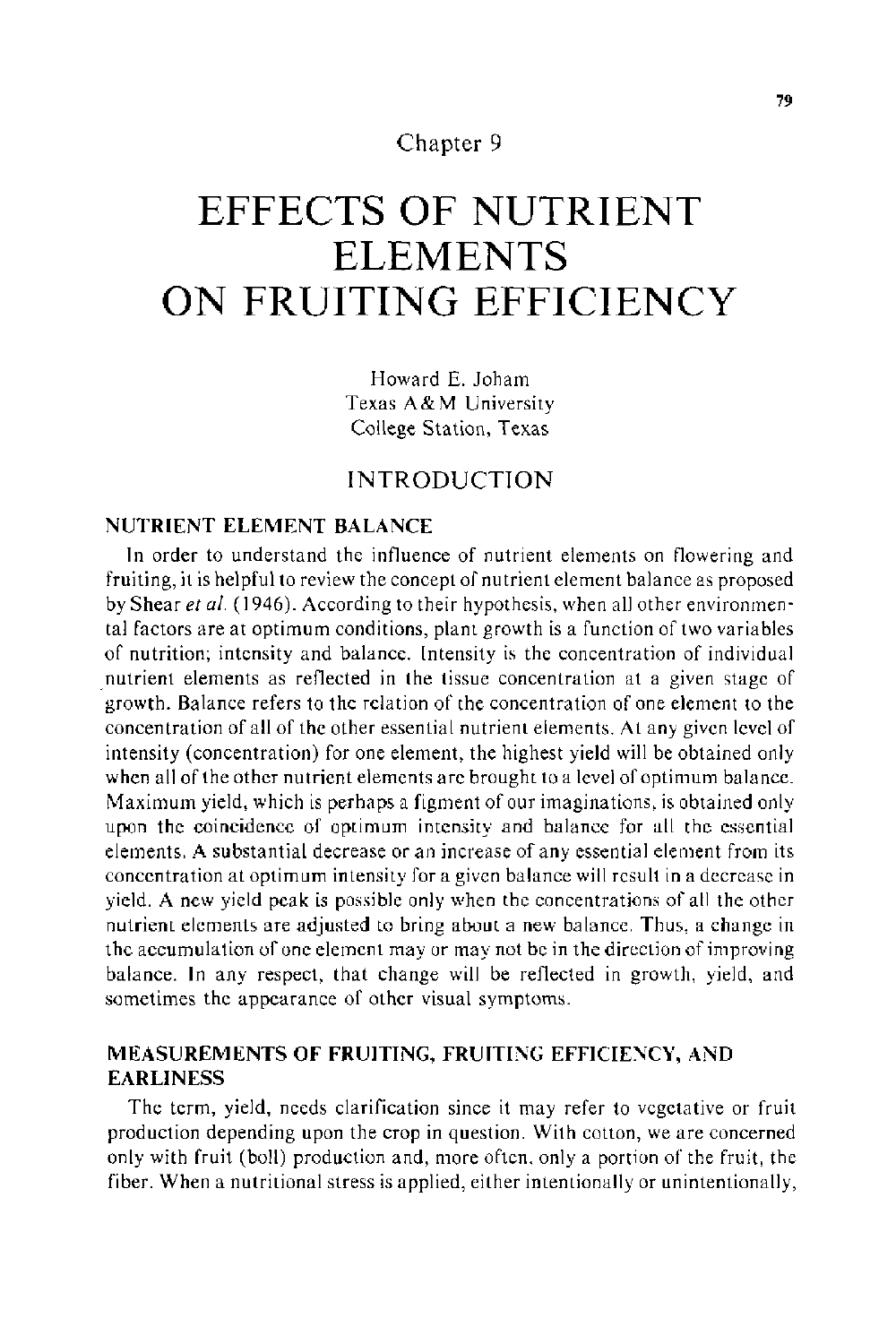Chapter 9

# EFFECTS OF NUTRIENT ELEMENTS ON FRUITING EFFICIENCY

Howard E. Joham
Texas A&M University
College Station, Texas

## INTRODUCTION

### NUTRIENT ELEMENT BALANCE

In order to understand the influence of nutrient elements on flowering and fruiting, it is helpful to review the concept of nutrient element balance as proposed by Shear *et al.* (1946). According to their hypothesis, when all other environmental factors are at optimum conditions, plant growth is a function of two variables of nutrition; intensity and balance. Intensity is the concentration of individual nutrient elements as reflected in the tissue concentration at a given stage of growth. Balance refers to the relation of the concentration of one element to the concentration of all of the other essential nutrient elements. At any given level of intensity (concentration) for one element, the highest yield will be obtained only when all of the other nutrient elements are brought to a level of optimum balance. Maximum yield, which is perhaps a figment of our imaginations, is obtained only upon the coincidence of optimum intensity and balance for all the essential elements. A substantial decrease or an increase of any essential element from its concentration at optimum intensity for a given balance will result in a decrease in yield. A new yield peak is possible only when the concentrations of all the other nutrient elements are adjusted to bring about a new balance. Thus, a change in the accumulation of one element may or may not be in the direction of improving balance. In any respect, that change will be reflected in growth, yield, and sometimes the appearance of other visual symptoms.

### MEASUREMENTS OF FRUITING, FRUITING EFFICIENCY, AND EARLINESS

The term, yield, needs clarification since it may refer to vegetative or fruit production depending upon the crop in question. With cotton, we are concerned only with fruit (boll) production and, more often, only a portion of the fruit, the fiber. When a nutritional stress is applied, either intentionally or unintentionally,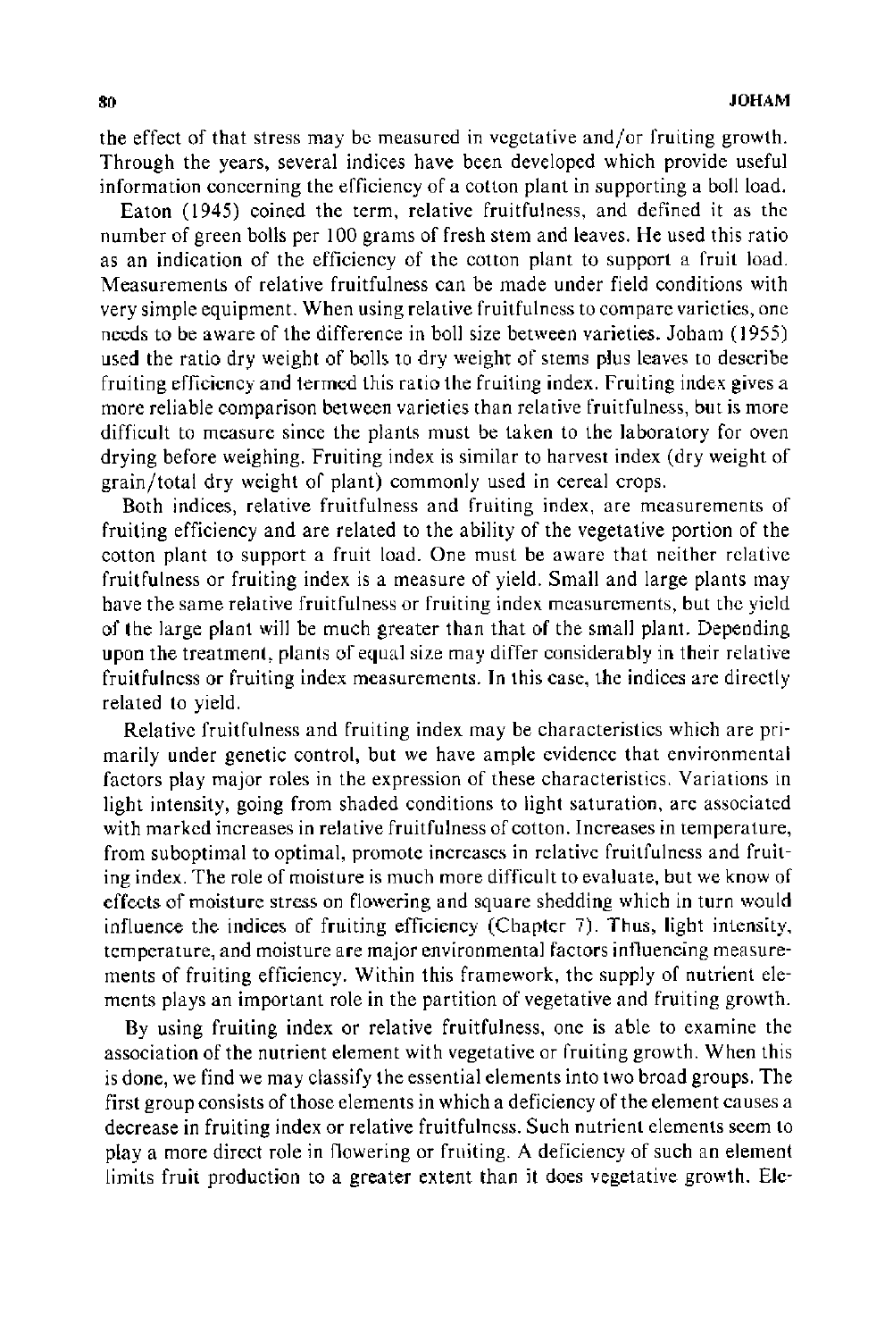the effect of that stress may be measured in vegetative and/or fruiting growth. Through the years, several indices have been developed which provide useful information concerning the efficiency of a cotton plant in supporting a boll load.

Eaton (1945) coined the term, relative fruitfulness, and defined it as the number of green bolls per 100 grams of fresh stem and leaves. He used this ratio as an indication of the efficiency of the cotton plant to support a fruit load. Measurements of relative fruitfulness can be made under field conditions with very simple equipment. When using relative fruitfulness to compare varieties, one needs to be aware of the difference in boll size between varieties. Joham (1955) used the ratio dry weight of bolls to dry weight of stems plus leaves to describe fruiting efficiency and termed this ratio the fruiting index. Fruiting index gives a more reliable comparison between varieties than relative fruitfulness, but is more difficult to measure since the plants must be taken to the laboratory for oven drying before weighing. Fruiting index is similar to harvest index (dry weight of grain/total dry weight of plant) commonly used in cereal crops.

Both indices, relative fruitfulness and fruiting index, are measurements of fruiting efficiency and are related to the ability of the vegetative portion of the cotton plant to support a fruit load. One must be aware that neither relative fruitfulness or fruiting index is a measure of yield. Small and large plants may have the same relative fruitfulness or fruiting index measurements, but the yield of the large plant will be much greater than that of the small plant. Depending upon the treatment, plants of equal size may differ considerably in their relative fruitfulness or fruiting index measurements. In this case, the indices are directly related to yield.

Relative fruitfulness and fruiting index may be characteristics which are primarily under genetic control, but we have ample evidence that environmental factors play major roles in the expression of these characteristics. Variations in light intensity, going from shaded conditions to light saturation, are associated with marked increases in relative fruitfulness of cotton. Increases in temperature, from suboptimal to optimal, promote increases in relative fruitfulness and fruiting index. The role of moisture is much more difficult to evaluate, but we know of effects of moisture stress on flowering and square shedding which in turn would influence the indices of fruiting efficiency (Chapter 7). Thus, light intensity, temperature, and moisture are major environmental factors influencing measurements of fruiting efficiency. Within this framework, the supply of nutrient elements plays an important role in the partition of vegetative and fruiting growth.

By using fruiting index or relative fruitfulness, one is able to examine the association of the nutrient element with vegetative or fruiting growth. When this is done, we find we may classify the essential elements into two broad groups. The first group consists of those elements in which a deficiency of the element causes a decrease in fruiting index or relative fruitfulness. Such nutrient elements seem to play a more direct role in flowering or fruiting. A deficiency of such an element limits fruit production to a greater extent than it does vegetative growth. Ele-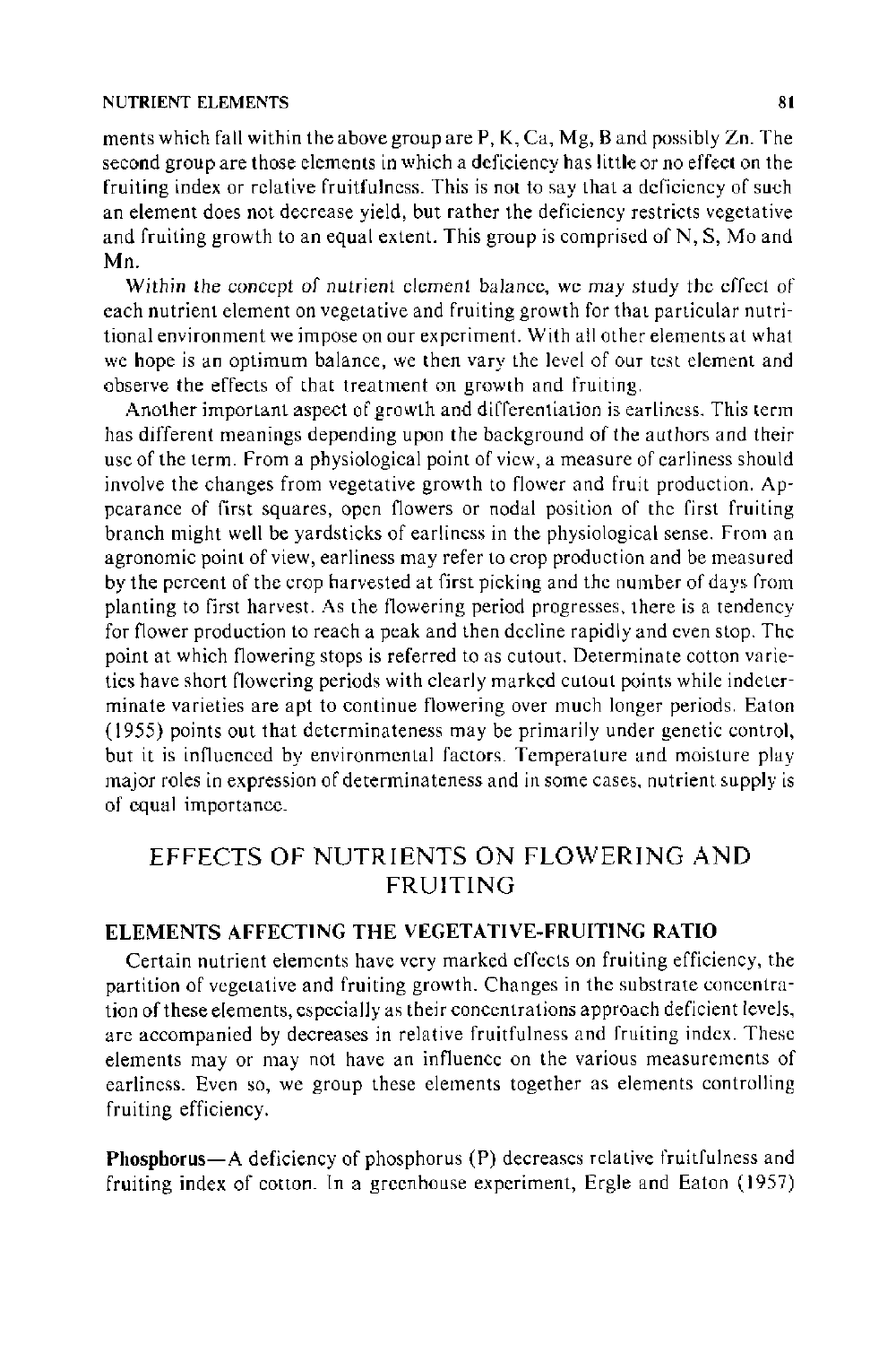ments which fall within the above group are P, K, Ca, Mg, B and possibly Zn. The second group are those elements in which a deficiency has little or no effect on the fruiting index or relative fruitfulness. This is not to say that a deficiency of such an element does not decrease yield, but rather the deficiency restricts vegetative and fruiting growth to an equal extent. This group is comprised of N, S, Mo and Mn.

Within the concept of nutrient element balance, we may study the effect of each nutrient element on vegetative and fruiting growth for that particular nutritional environment we impose on our experiment. With all other elements at what we hope is an optimum balance, we then vary the level of our test element and observe the effects of that treatment on growth and fruiting.

Another important aspect of growth and differentiation is earliness. This term has different meanings depending upon the background of the authors and their use of the term. From a physiological point of view, a measure of earliness should involve the changes from vegetative growth to flower and fruit production. Appearance of first squares, open flowers or nodal position of the first fruiting branch might well be yardsticks of earliness in the physiological sense. From an agronomic point of view, earliness may refer to crop production and be measured by the percent of the crop harvested at first picking and the number of days from planting to first harvest. As the flowering period progresses, there is a tendency for flower production to reach a peak and then decline rapidly and even stop. The point at which flowering stops is referred to as cutout. Determinate cotton varieties have short flowering periods with clearly marked cutout points while indeterminate varieties are apt to continue flowering over much longer periods. Eaton (1955) points out that determinateness may be primarily under genetic control, but it is influenced by environmental factors. Temperature and moisture play major roles in expression of determinateness and in some cases, nutrient supply is of equal importance.

# EFFECTS OF NUTRIENTS ON FLOWERING AND FRUITING

## ELEMENTS AFFECTING THE VEGETATIVE-FRUITING RATIO

Certain nutrient elements have very marked effects on fruiting efficiency, the partition of vegetative and fruiting growth. Changes in the substrate concentration of these elements, especially as their concentrations approach deficient levels, are accompanied by decreases in relative fruitfulness and fruiting index. These elements may or may not have an influence on the various measurements of earliness. Even so, we group these elements together as elements controlling fruiting efficiency.

**Phosphorus**—A deficiency of phosphorus (P) decreases relative fruitfulness and fruiting index of cotton. In a greenhouse experiment, Ergle and Eaton (1957)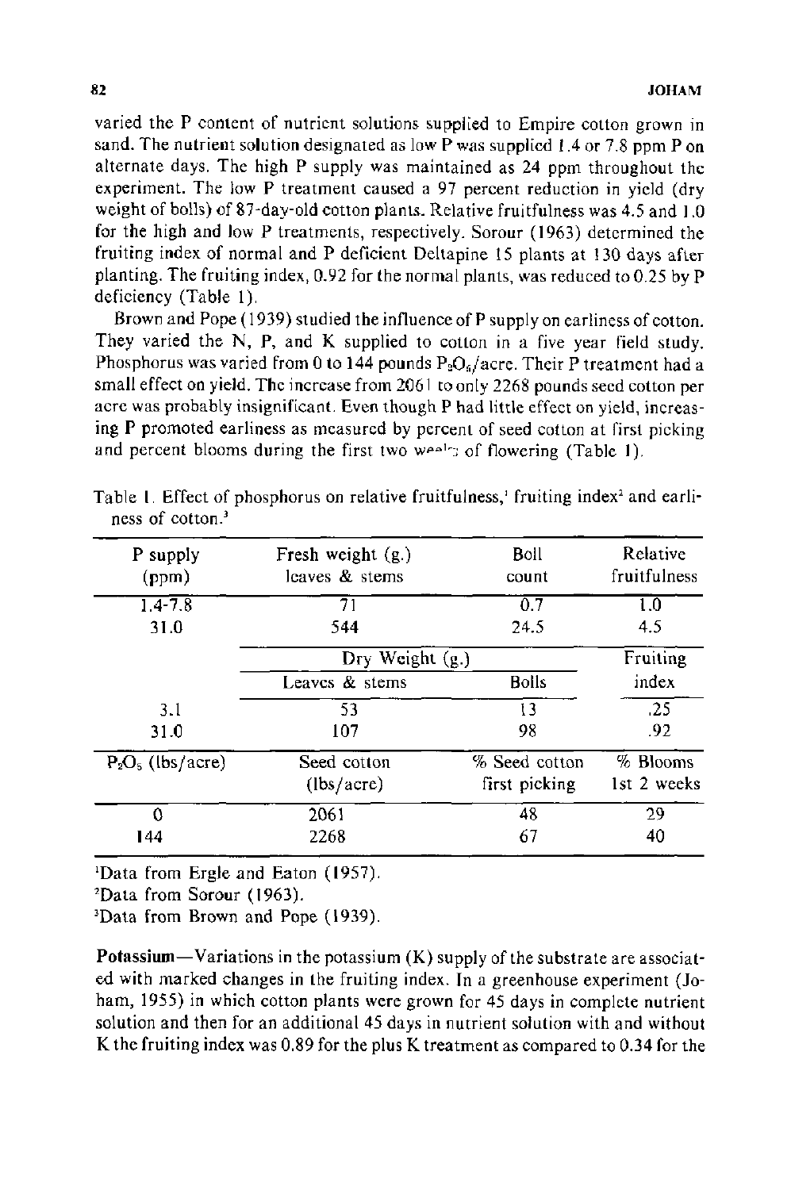varied the P content of nutrient solutions supplied to Empire cotton grown in sand. The nutrient solution designated as low P was supplied 1.4 or 7.8 ppm P on alternate days. The high P supply was maintained as 24 ppm throughout the experiment. The low P treatment caused a 97 percent reduction in yield (dry weight of bolls) of 87-day-old cotton plants. Relative fruitfulness was 4.5 and 1.0 for the high and low P treatments, respectively. Sorour (1963) determined the fruiting index of normal and P deficient Deltapine 15 plants at 130 days after planting. The fruiting index, 0.92 for the normal plants, was reduced to 0.25 by P deficiency (Table 1).

Brown and Pope (1939) studied the influence of P supply on earliness of cotton. They varied the N, P, and K supplied to cotton in a five year field study. Phosphorus was varied from 0 to 144 pounds $P_2O_5$/acre. Their P treatment had a small effect on yield. The increase from 2061 to only 2268 pounds seed cotton per acre was probably insignificant. Even though P had little effect on yield, increasing P promoted earliness as measured by percent of seed cotton at first picking and percent blooms during the first two weeks of flowering (Table 1).

Table 1. Effect of phosphorus on relative fruitfulness,[1] fruiting index[2] and earliness of cotton.[3]

| P supply (ppm) | Fresh weight (g.) leaves & stems | Boll count | Relative fruitfulness |
|---|---|---|---|
| 1.4-7.8 | 71 | 0.7 | 1.0 |
| 31.0 | 544 | 24.5 | 4.5 |
| | Dry Weight (g.) | | Fruiting index |
| | Leaves & stems | Bolls | |
| 3.1 | 53 | 13 | .25 |
| 31.0 | 107 | 98 | .92 |
| $P_2O_5$ (lbs/acre) | Seed cotton (lbs/acre) | % Seed cotton first picking | % Blooms 1st 2 weeks |
| 0 | 2061 | 48 | 29 |
| 144 | 2268 | 67 | 40 |

[1]Data from Ergle and Eaton (1957).
[2]Data from Sorour (1963).
[3]Data from Brown and Pope (1939).

**Potassium**—Variations in the potassium (K) supply of the substrate are associated with marked changes in the fruiting index. In a greenhouse experiment (Joham, 1955) in which cotton plants were grown for 45 days in complete nutrient solution and then for an additional 45 days in nutrient solution with and without K the fruiting index was 0.89 for the plus K treatment as compared to 0.34 for the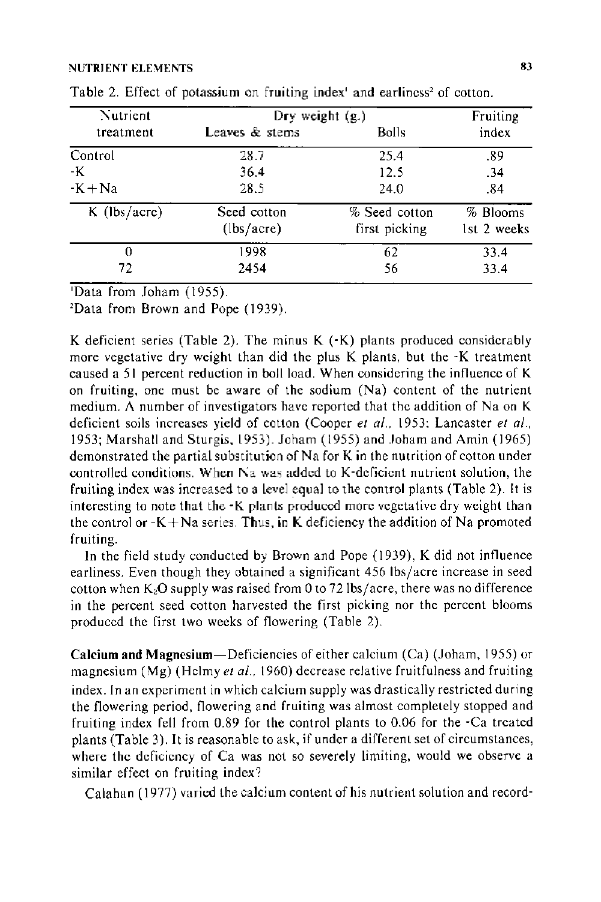Table 2. Effect of potassium on fruiting index[1] and earliness[2] of cotton.

| Nutrient treatment | Dry weight (g.) Leaves & stems | Dry weight (g.) Bolls | Fruiting index |
|---|---|---|---|
| Control | 28.7 | 25.4 | .89 |
| -K | 36.4 | 12.5 | .34 |
| -K+Na | 28.5 | 24.0 | .84 |
| **K (lbs/acre)** | **Seed cotton (lbs/acre)** | **% Seed cotton first picking** | **% Blooms 1st 2 weeks** |
| 0 | 1998 | 62 | 33.4 |
| 72 | 2454 | 56 | 33.4 |

[1]Data from Joham (1955).

[2]Data from Brown and Pope (1939).

K deficient series (Table 2). The minus K (-K) plants produced considerably more vegetative dry weight than did the plus K plants, but the -K treatment caused a 51 percent reduction in boll load. When considering the influence of K on fruiting, one must be aware of the sodium (Na) content of the nutrient medium. A number of investigators have reported that the addition of Na on K deficient soils increases yield of cotton (Cooper *et al.*, 1953; Lancaster *et al.*, 1953; Marshall and Sturgis, 1953). Joham (1955) and Joham and Amin (1965) demonstrated the partial substitution of Na for K in the nutrition of cotton under controlled conditions. When Na was added to K-deficient nutrient solution, the fruiting index was increased to a level equal to the control plants (Table 2). It is interesting to note that the -K plants produced more vegetative dry weight than the control or -K+Na series. Thus, in K deficiency the addition of Na promoted fruiting.

In the field study conducted by Brown and Pope (1939), K did not influence earliness. Even though they obtained a significant 456 lbs/acre increase in seed cotton when $K_2O$ supply was raised from 0 to 72 lbs/acre, there was no difference in the percent seed cotton harvested the first picking nor the percent blooms produced the first two weeks of flowering (Table 2).

**Calcium and Magnesium**—Deficiencies of either calcium (Ca) (Joham, 1955) or magnesium (Mg) (Helmy *et al.*, 1960) decrease relative fruitfulness and fruiting index. In an experiment in which calcium supply was drastically restricted during the flowering period, flowering and fruiting was almost completely stopped and fruiting index fell from 0.89 for the control plants to 0.06 for the -Ca treated plants (Table 3). It is reasonable to ask, if under a different set of circumstances, where the deficiency of Ca was not so severely limiting, would we observe a similar effect on fruiting index?

Calahan (1977) varied the calcium content of his nutrient solution and record-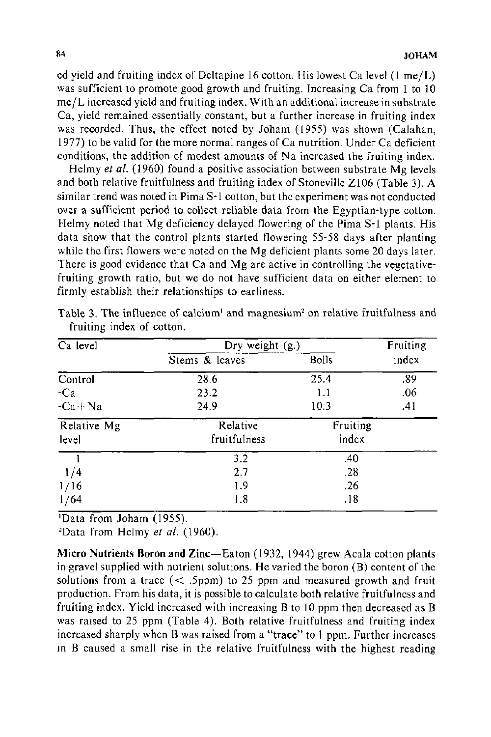ed yield and fruiting index of Deltapine 16 cotton. His lowest Ca level (1 me/L) was sufficient to promote good growth and fruiting. Increasing Ca from 1 to 10 me/L increased yield and fruiting index. With an additional increase in substrate Ca, yield remained essentially constant, but a further increase in fruiting index was recorded. Thus, the effect noted by Joham (1955) was shown (Calahan, 1977) to be valid for the more normal ranges of Ca nutrition. Under Ca deficient conditions, the addition of modest amounts of Na increased the fruiting index.

Helmy *et al.* (1960) found a positive association between substrate Mg levels and both relative fruitfulness and fruiting index of Stoneville Z106 (Table 3). A similar trend was noted in Pima S-1 cotton, but the experiment was not conducted over a sufficient period to collect reliable data from the Egyptian-type cotton. Helmy noted that Mg deficiency delayed flowering of the Pima S-1 plants. His data show that the control plants started flowering 55-58 days after planting while the first flowers were noted on the Mg deficient plants some 20 days later. There is good evidence that Ca and Mg are active in controlling the vegetative-fruiting growth ratio, but we do not have sufficient data on either element to firmly establish their relationships to earliness.

Table 3. The influence of calcium[1] and magnesium[2] on relative fruitfulness and fruiting index of cotton.

| Ca level | Dry weight (g.) | | Fruiting |
|---|---|---|---|
| | Stems & leaves | Bolls | index |
| Control | 28.6 | 25.4 | .89 |
| -Ca | 23.2 | 1.1 | .06 |
| -Ca+Na | 24.9 | 10.3 | .41 |
| **Relative Mg level** | **Relative fruitfulness** | **Fruiting index** | |
| 1 | 3.2 | .40 | |
| 1/4 | 2.7 | .28 | |
| 1/16 | 1.9 | .26 | |
| 1/64 | 1.8 | .18 | |

[1]Data from Joham (1955).
[2]Data from Helmy *et al.* (1960).

**Micro Nutrients Boron and Zinc**—Eaton (1932, 1944) grew Acala cotton plants in gravel supplied with nutrient solutions. He varied the boron (B) content of the solutions from a trace (< .5ppm) to 25 ppm and measured growth and fruit production. From his data, it is possible to calculate both relative fruitfulness and fruiting index. Yield increased with increasing B to 10 ppm then decreased as B was raised to 25 ppm (Table 4). Both relative fruitfulness and fruiting index increased sharply when B was raised from a "trace" to 1 ppm. Further increases in B caused a small rise in the relative fruitfulness with the highest reading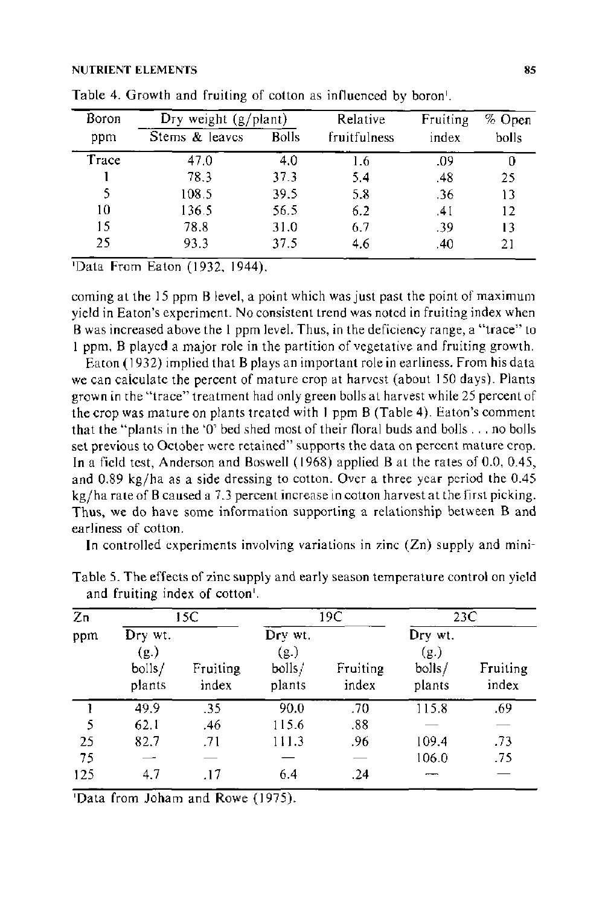Table 4. Growth and fruiting of cotton as influenced by boron[1].

| Boron ppm | Dry weight (g/plant) | | Relative fruitfulness | Fruiting index | % Open bolls |
|---|---|---|---|---|---|
| | Stems & leaves | Bolls | | | |
| Trace | 47.0 | 4.0 | 1.6 | .09 | 0 |
| 1 | 78.3 | 37.3 | 5.4 | .48 | 25 |
| 5 | 108.5 | 39.5 | 5.8 | .36 | 13 |
| 10 | 136.5 | 56.5 | 6.2 | .41 | 12 |
| 15 | 78.8 | 31.0 | 6.7 | .39 | 13 |
| 25 | 93.3 | 37.5 | 4.6 | .40 | 21 |

[1]Data From Eaton (1932, 1944).

coming at the 15 ppm B level, a point which was just past the point of maximum yield in Eaton's experiment. No consistent trend was noted in fruiting index when B was increased above the 1 ppm level. Thus, in the deficiency range, a "trace" to 1 ppm, B played a major role in the partition of vegetative and fruiting growth.

Eaton (1932) implied that B plays an important role in earliness. From his data we can calculate the percent of mature crop at harvest (about 150 days). Plants grown in the "trace" treatment had only green bolls at harvest while 25 percent of the crop was mature on plants treated with 1 ppm B (Table 4). Eaton's comment that the "plants in the '0' bed shed most of their floral buds and bolls . . . no bolls set previous to October were retained" supports the data on percent mature crop. In a field test, Anderson and Boswell (1968) applied B at the rates of 0.0, 0.45, and 0.89 kg/ha as a side dressing to cotton. Over a three year period the 0.45 kg/ha rate of B caused a 7.3 percent increase in cotton harvest at the first picking. Thus, we do have some information supporting a relationship between B and earliness of cotton.

In controlled experiments involving variations in zinc (Zn) supply and mini-

Table 5. The effects of zinc supply and early season temperature control on yield and fruiting index of cotton[1].

| Zn ppm | 15C | | 19C | | 23C | |
|---|---|---|---|---|---|---|
| | Dry wt. (g.) bolls/ plants | Fruiting index | Dry wt. (g.) bolls/ plants | Fruiting index | Dry wt. (g.) bolls/ plants | Fruiting index |
| 1 | 49.9 | .35 | 90.0 | .70 | 115.8 | .69 |
| 5 | 62.1 | .46 | 115.6 | .88 | — | — |
| 25 | 82.7 | .71 | 111.3 | .96 | 109.4 | .73 |
| 75 | — | — | — | — | 106.0 | .75 |
| 125 | 4.7 | .17 | 6.4 | .24 | — | — |

[1]Data from Joham and Rowe (1975).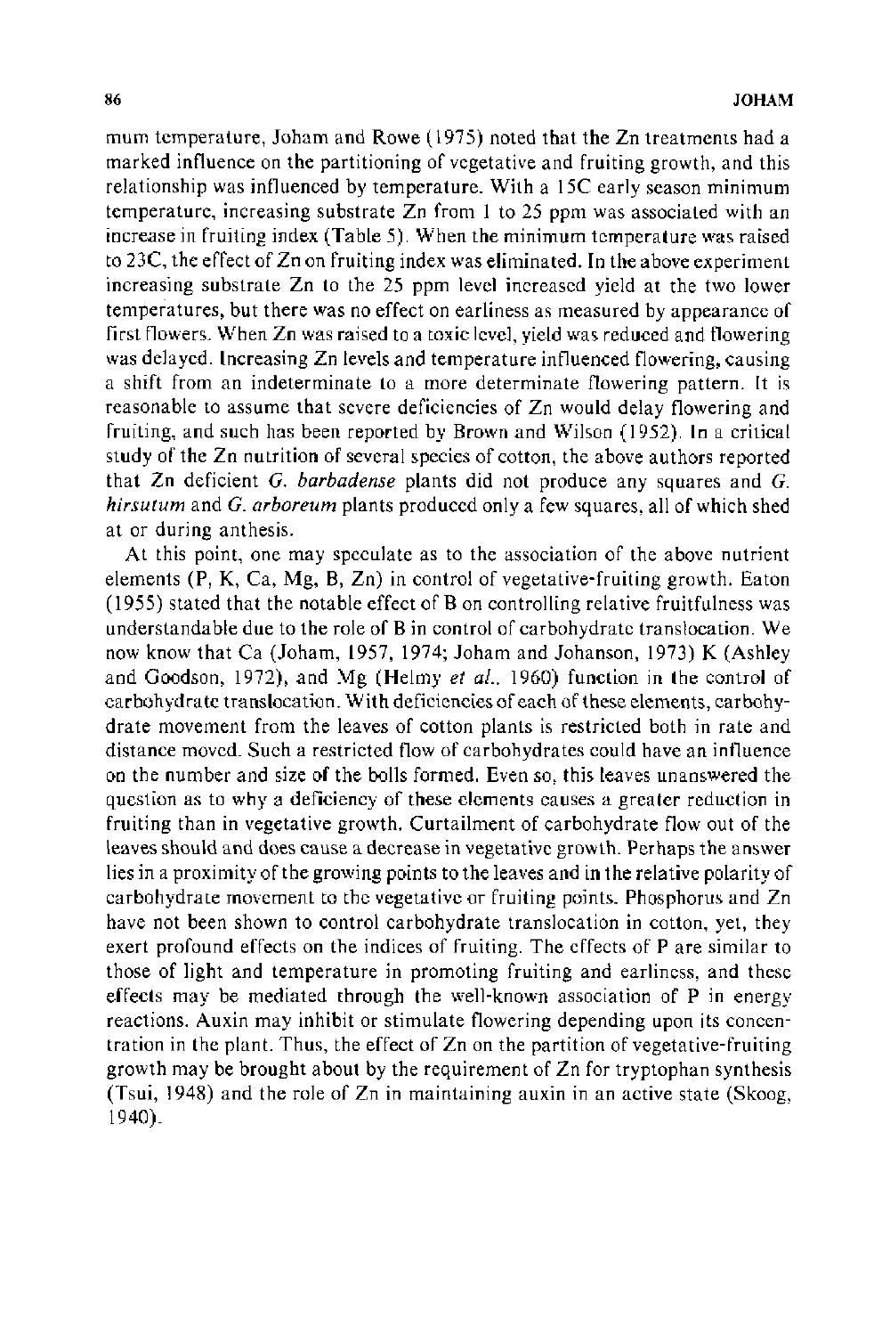mum temperature, Joham and Rowe (1975) noted that the Zn treatments had a marked influence on the partitioning of vegetative and fruiting growth, and this relationship was influenced by temperature. With a 15C early season minimum temperature, increasing substrate Zn from 1 to 25 ppm was associated with an increase in fruiting index (Table 5). When the minimum temperature was raised to 23C, the effect of Zn on fruiting index was eliminated. In the above experiment increasing substrate Zn to the 25 ppm level increased yield at the two lower temperatures, but there was no effect on earliness as measured by appearance of first flowers. When Zn was raised to a toxic level, yield was reduced and flowering was delayed. Increasing Zn levels and temperature influenced flowering, causing a shift from an indeterminate to a more determinate flowering pattern. It is reasonable to assume that severe deficiencies of Zn would delay flowering and fruiting, and such has been reported by Brown and Wilson (1952). In a critical study of the Zn nutrition of several species of cotton, the above authors reported that Zn deficient *G. barbadense* plants did not produce any squares and *G. hirsutum* and *G. arboreum* plants produced only a few squares, all of which shed at or during anthesis.

At this point, one may speculate as to the association of the above nutrient elements (P, K, Ca, Mg, B, Zn) in control of vegetative-fruiting growth. Eaton (1955) stated that the notable effect of B on controlling relative fruitfulness was understandable due to the role of B in control of carbohydrate translocation. We now know that Ca (Joham, 1957, 1974; Joham and Johanson, 1973) K (Ashley and Goodson, 1972), and Mg (Helmy *et al.*, 1960) function in the control of carbohydrate translocation. With deficiencies of each of these elements, carbohydrate movement from the leaves of cotton plants is restricted both in rate and distance moved. Such a restricted flow of carbohydrates could have an influence on the number and size of the bolls formed. Even so, this leaves unanswered the question as to why a deficiency of these elements causes a greater reduction in fruiting than in vegetative growth. Curtailment of carbohydrate flow out of the leaves should and does cause a decrease in vegetative growth. Perhaps the answer lies in a proximity of the growing points to the leaves and in the relative polarity of carbohydrate movement to the vegetative or fruiting points. Phosphorus and Zn have not been shown to control carbohydrate translocation in cotton, yet, they exert profound effects on the indices of fruiting. The effects of P are similar to those of light and temperature in promoting fruiting and earliness, and these effects may be mediated through the well-known association of P in energy reactions. Auxin may inhibit or stimulate flowering depending upon its concentration in the plant. Thus, the effect of Zn on the partition of vegetative-fruiting growth may be brought about by the requirement of Zn for tryptophan synthesis (Tsui, 1948) and the role of Zn in maintaining auxin in an active state (Skoog, 1940).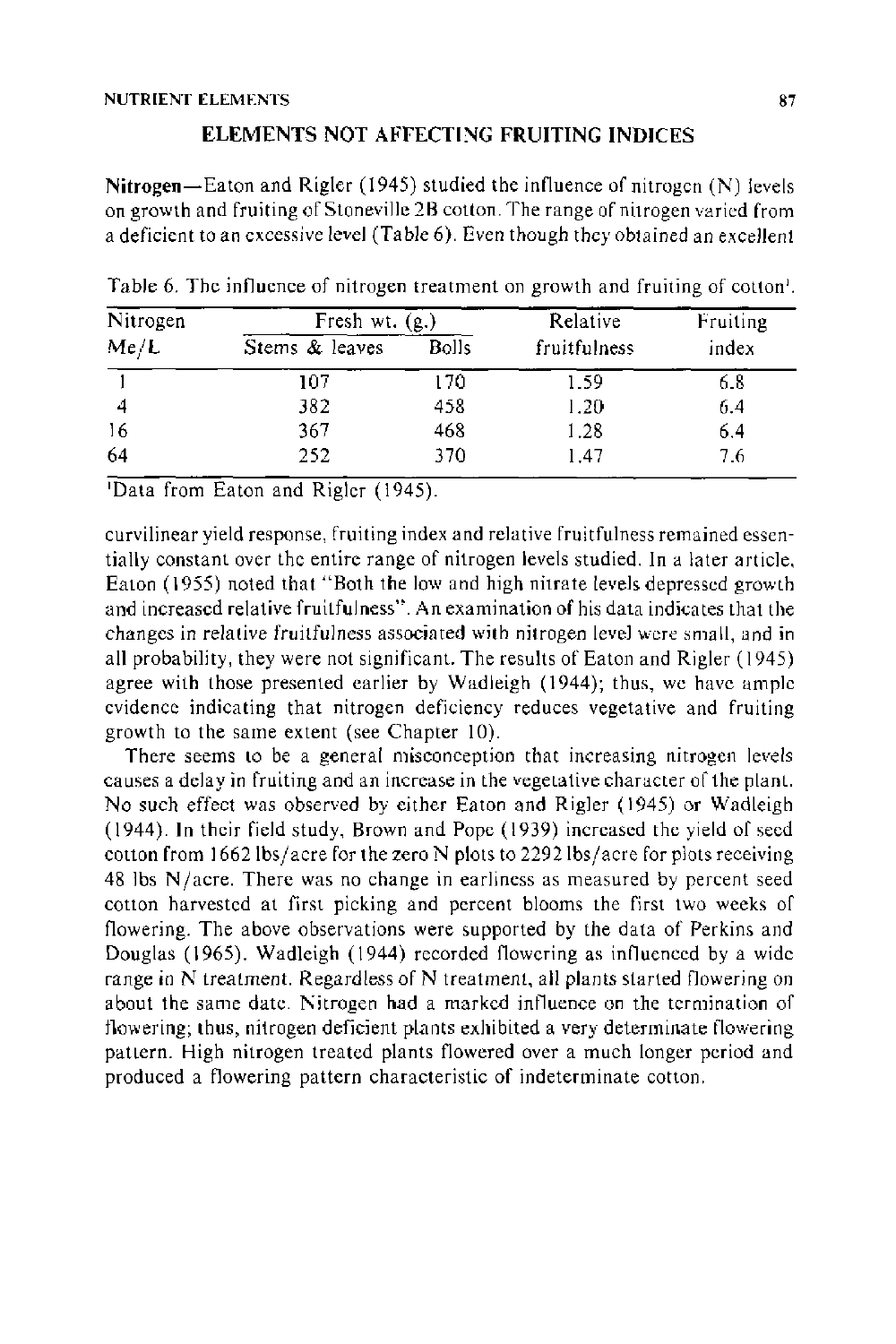## ELEMENTS NOT AFFECTING FRUITING INDICES

**Nitrogen**—Eaton and Rigler (1945) studied the influence of nitrogen (N) levels on growth and fruiting of Stoneville 2B cotton. The range of nitrogen varied from a deficient to an excessive level (Table 6). Even though they obtained an excellent curvilinear yield response, fruiting index and relative fruitfulness remained essentially constant over the entire range of nitrogen levels studied. In a later article, Eaton (1955) noted that "Both the low and high nitrate levels depressed growth and increased relative fruitfulness". An examination of his data indicates that the changes in relative fruitfulness associated with nitrogen level were small, and in all probability, they were not significant. The results of Eaton and Rigler (1945) agree with those presented earlier by Wadleigh (1944); thus, we have ample evidence indicating that nitrogen deficiency reduces vegetative and fruiting growth to the same extent (see Chapter 10).

Table 6. The influence of nitrogen treatment on growth and fruiting of cotton[1].

| Nitrogen Me/L | Fresh wt. (g.) | | Relative fruitfulness | Fruiting index |
|---|---|---|---|---|
| | Stems & leaves | Bolls | | |
| 1 | 107 | 170 | 1.59 | 6.8 |
| 4 | 382 | 458 | 1.20 | 6.4 |
| 16 | 367 | 468 | 1.28 | 6.4 |
| 64 | 252 | 370 | 1.47 | 7.6 |

[1]Data from Eaton and Rigler (1945).

There seems to be a general misconception that increasing nitrogen levels causes a delay in fruiting and an increase in the vegetative character of the plant. No such effect was observed by either Eaton and Rigler (1945) or Wadleigh (1944). In their field study, Brown and Pope (1939) increased the yield of seed cotton from 1662 lbs/acre for the zero N plots to 2292 lbs/acre for plots receiving 48 lbs N/acre. There was no change in earliness as measured by percent seed cotton harvested at first picking and percent blooms the first two weeks of flowering. The above observations were supported by the data of Perkins and Douglas (1965). Wadleigh (1944) recorded flowering as influenced by a wide range in N treatment. Regardless of N treatment, all plants started flowering on about the same date. Nitrogen had a marked influence on the termination of flowering; thus, nitrogen deficient plants exhibited a very determinate flowering pattern. High nitrogen treated plants flowered over a much longer period and produced a flowering pattern characteristic of indeterminate cotton.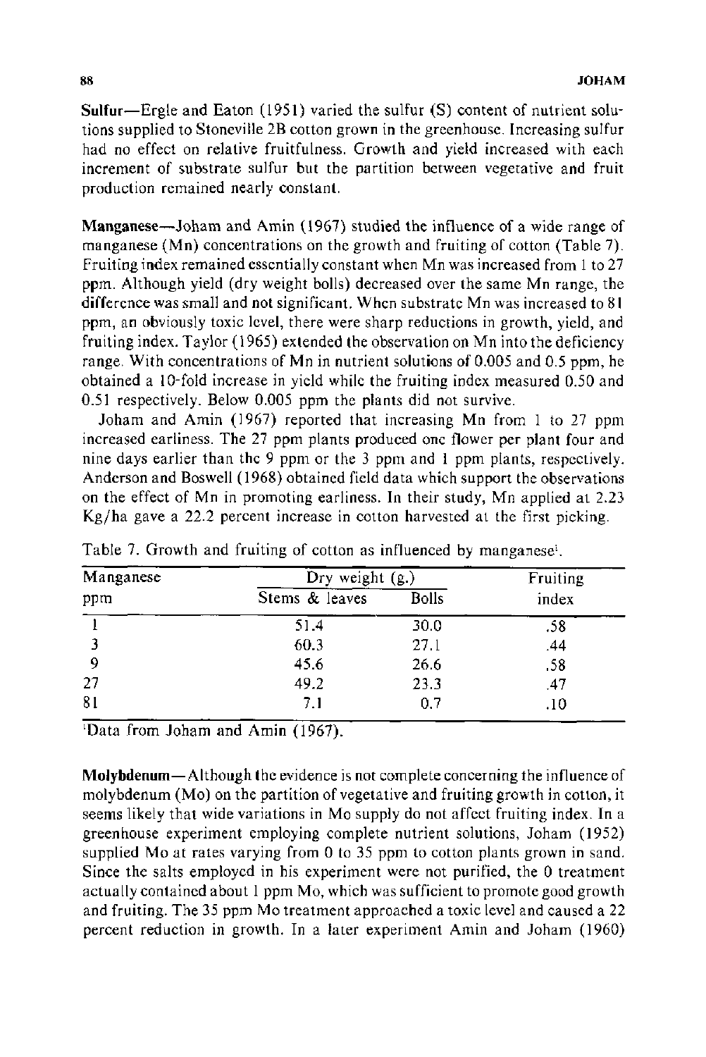**Sulfur**—Ergle and Eaton (1951) varied the sulfur (S) content of nutrient solutions supplied to Stoneville 2B cotton grown in the greenhouse. Increasing sulfur had no effect on relative fruitfulness. Growth and yield increased with each increment of substrate sulfur but the partition between vegetative and fruit production remained nearly constant.

**Manganese**—Joham and Amin (1967) studied the influence of a wide range of manganese (Mn) concentrations on the growth and fruiting of cotton (Table 7). Fruiting index remained essentially constant when Mn was increased from 1 to 27 ppm. Although yield (dry weight bolls) decreased over the same Mn range, the difference was small and not significant. When substrate Mn was increased to 81 ppm, an obviously toxic level, there were sharp reductions in growth, yield, and fruiting index. Taylor (1965) extended the observation on Mn into the deficiency range. With concentrations of Mn in nutrient solutions of 0.005 and 0.5 ppm, he obtained a 10-fold increase in yield while the fruiting index measured 0.50 and 0.51 respectively. Below 0.005 ppm the plants did not survive.

Joham and Amin (1967) reported that increasing Mn from 1 to 27 ppm increased earliness. The 27 ppm plants produced one flower per plant four and nine days earlier than the 9 ppm or the 3 ppm and 1 ppm plants, respectively. Anderson and Boswell (1968) obtained field data which support the observations on the effect of Mn in promoting earliness. In their study, Mn applied at 2.23 Kg/ha gave a 22.2 percent increase in cotton harvested at the first picking.

Table 7. Growth and fruiting of cotton as influenced by manganese[1].

| Manganese | Dry weight (g.) | | Fruiting |
|---|---|---|---|
| ppm | Stems & leaves | Bolls | index |
| 1 | 51.4 | 30.0 | .58 |
| 3 | 60.3 | 27.1 | .44 |
| 9 | 45.6 | 26.6 | .58 |
| 27 | 49.2 | 23.3 | .47 |
| 81 | 7.1 | 0.7 | .10 |

[1]Data from Joham and Amin (1967).

**Molybdenum**—Although the evidence is not complete concerning the influence of molybdenum (Mo) on the partition of vegetative and fruiting growth in cotton, it seems likely that wide variations in Mo supply do not affect fruiting index. In a greenhouse experiment employing complete nutrient solutions, Joham (1952) supplied Mo at rates varying from 0 to 35 ppm to cotton plants grown in sand. Since the salts employed in his experiment were not purified, the 0 treatment actually contained about 1 ppm Mo, which was sufficient to promote good growth and fruiting. The 35 ppm Mo treatment approached a toxic level and caused a 22 percent reduction in growth. In a later experiment Amin and Joham (1960)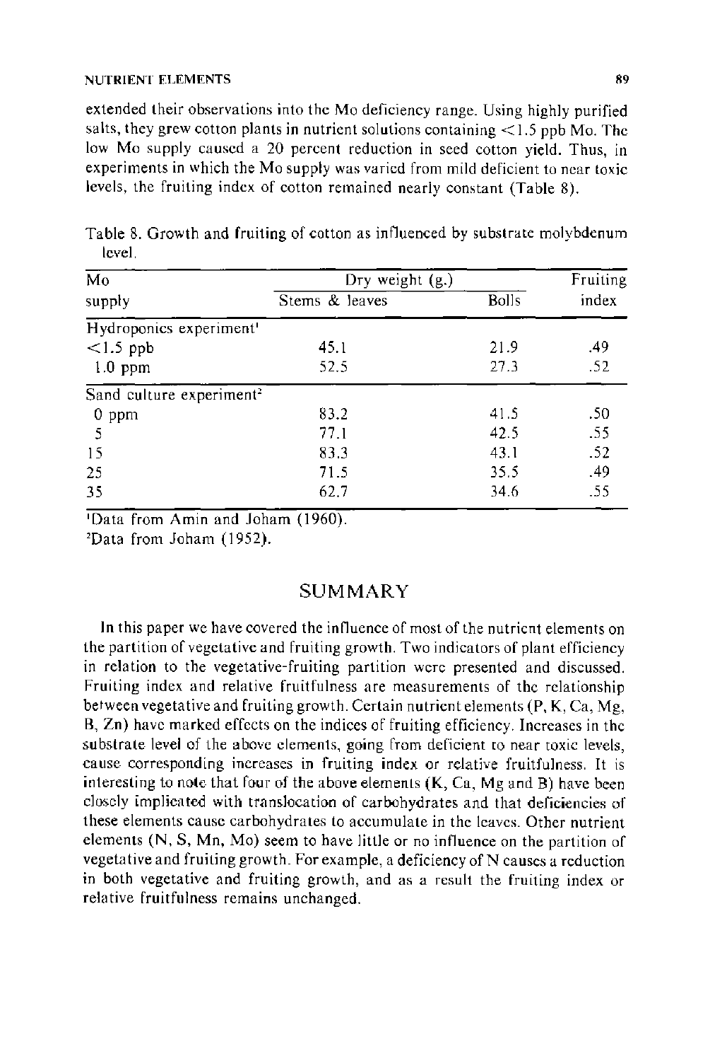extended their observations into the Mo deficiency range. Using highly purified salts, they grew cotton plants in nutrient solutions containing <1.5 ppb Mo. The low Mo supply caused a 20 percent reduction in seed cotton yield. Thus, in experiments in which the Mo supply was varied from mild deficient to near toxic levels, the fruiting index of cotton remained nearly constant (Table 8).

Table 8. Growth and fruiting of cotton as influenced by substrate molybdenum level.

| Mo supply | Dry weight (g.) | | Fruiting index |
|---|---|---|---|
| | Stems & leaves | Bolls | |
| Hydroponics experiment[1] | | | |
| <1.5 ppb | 45.1 | 21.9 | .49 |
| 1.0 ppm | 52.5 | 27.3 | .52 |
| Sand culture experiment[2] | | | |
| 0 ppm | 83.2 | 41.5 | .50 |
| 5 | 77.1 | 42.5 | .55 |
| 15 | 83.3 | 43.1 | .52 |
| 25 | 71.5 | 35.5 | .49 |
| 35 | 62.7 | 34.6 | .55 |

[1]Data from Amin and Joham (1960).
[2]Data from Joham (1952).

## SUMMARY

In this paper we have covered the influence of most of the nutrient elements on the partition of vegetative and fruiting growth. Two indicators of plant efficiency in relation to the vegetative-fruiting partition were presented and discussed. Fruiting index and relative fruitfulness are measurements of the relationship between vegetative and fruiting growth. Certain nutrient elements (P, K, Ca, Mg, B, Zn) have marked effects on the indices of fruiting efficiency. Increases in the substrate level of the above elements, going from deficient to near toxic levels, cause corresponding increases in fruiting index or relative fruitfulness. It is interesting to note that four of the above elements (K, Ca, Mg and B) have been closely implicated with translocation of carbohydrates and that deficiencies of these elements cause carbohydrates to accumulate in the leaves. Other nutrient elements (N, S, Mn, Mo) seem to have little or no influence on the partition of vegetative and fruiting growth. For example, a deficiency of N causes a reduction in both vegetative and fruiting growth, and as a result the fruiting index or relative fruitfulness remains unchanged.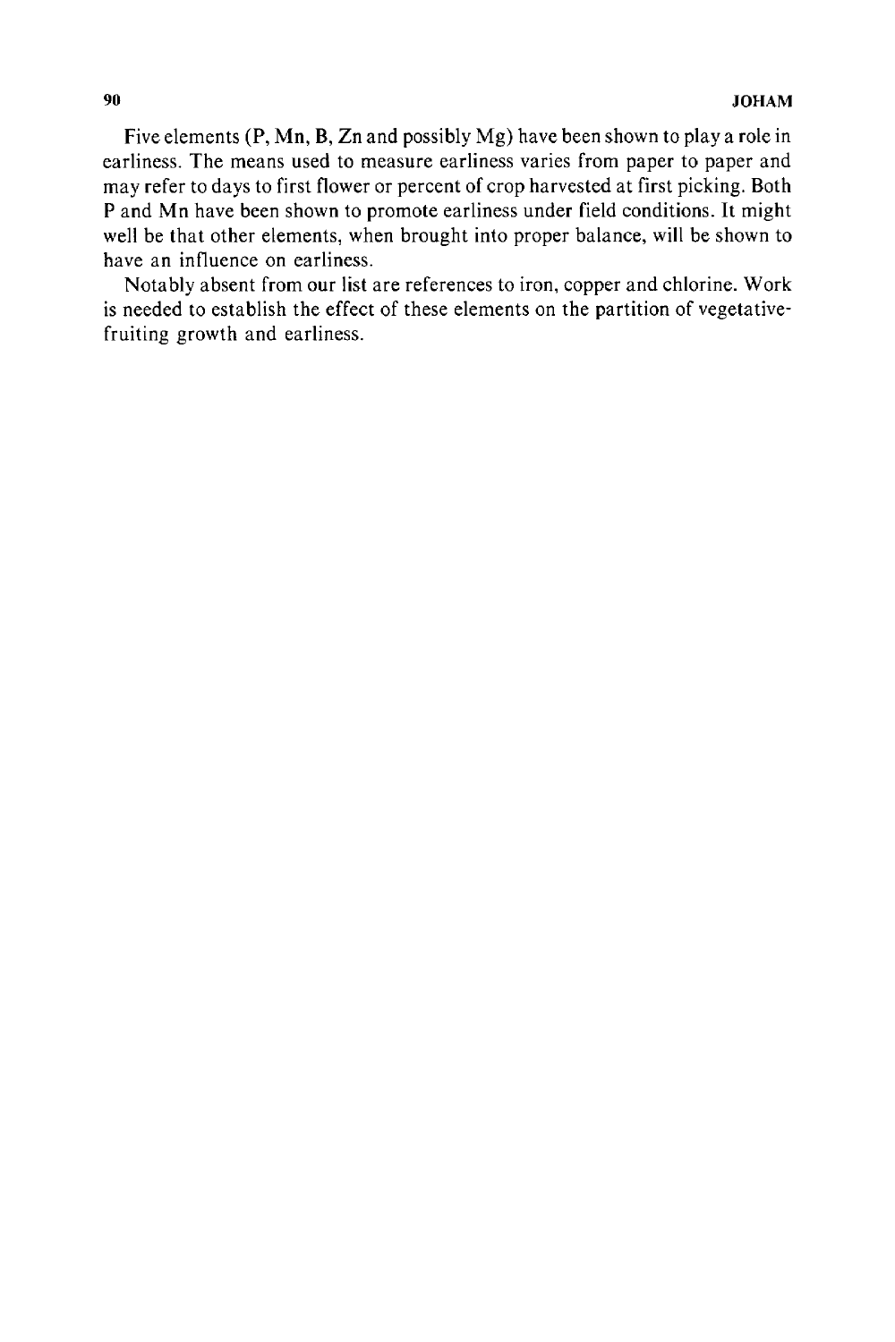Five elements (P, Mn, B, Zn and possibly Mg) have been shown to play a role in earliness. The means used to measure earliness varies from paper to paper and may refer to days to first flower or percent of crop harvested at first picking. Both P and Mn have been shown to promote earliness under field conditions. It might well be that other elements, when brought into proper balance, will be shown to have an influence on earliness.

Notably absent from our list are references to iron, copper and chlorine. Work is needed to establish the effect of these elements on the partition of vegetative-fruiting growth and earliness.